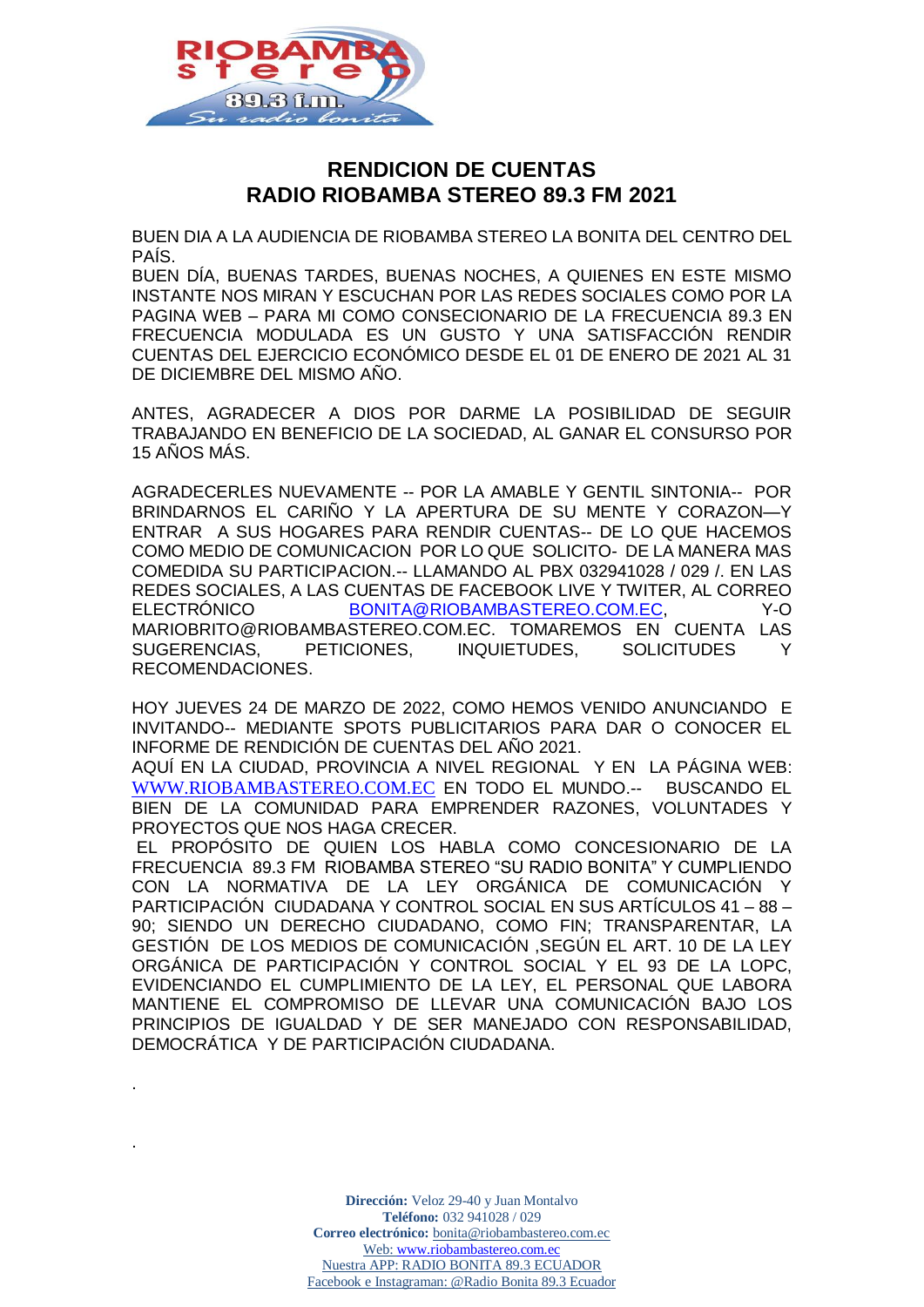# RENDICION DE CUENTAS
# RADIO RIOBAMBA STEREO 89.3 FM 2021

BUEN DIA A LA AUDIENCIA DE RIOBAMBA STEREO LA BONITA DEL CENTRO DEL PAÍS.

BUEN DÍA, BUENAS TARDES, BUENAS NOCHES, A QUIENES EN ESTE MISMO INSTANTE NOS MIRAN Y ESCUCHAN POR LAS REDES SOCIALES COMO POR LA PAGINA WEB – PARA MI COMO CONSECIONARIO DE LA FRECUENCIA 89.3 EN FRECUENCIA MODULADA ES UN GUSTO Y UNA SATISFACCIÓN RENDIR CUENTAS DEL EJERCICIO ECONÓMICO DESDE EL 01 DE ENERO DE 2021 AL 31 DE DICIEMBRE DEL MISMO AÑO.

ANTES, AGRADECER A DIOS POR DARME LA POSIBILIDAD DE SEGUIR TRABAJANDO EN BENEFICIO DE LA SOCIEDAD, AL GANAR EL CONSURSO POR 15 AÑOS MÁS.

AGRADECERLES NUEVAMENTE -- POR LA AMABLE Y GENTIL SINTONIA-- POR BRINDARNOS EL CARIÑO Y LA APERTURA DE SU MENTE Y CORAZON—Y ENTRAR A SUS HOGARES PARA RENDIR CUENTAS-- DE LO QUE HACEMOS COMO MEDIO DE COMUNICACION POR LO QUE SOLICITO- DE LA MANERA MAS COMEDIDA SU PARTICIPACION.-- LLAMANDO AL PBX 032941028 / 029 /. EN LAS REDES SOCIALES, A LAS CUENTAS DE FACEBOOK LIVE Y TWITER, AL CORREO ELECTRÓNICO BONITA@RIOBAMBASTEREO.COM.EC, Y-O MARIOBRITO@RIOBAMBASTEREO.COM.EC. TOMAREMOS EN CUENTA LAS SUGERENCIAS, PETICIONES, INQUIETUDES, SOLICITUDES Y RECOMENDACIONES.

HOY JUEVES 24 DE MARZO DE 2022, COMO HEMOS VENIDO ANUNCIANDO E INVITANDO-- MEDIANTE SPOTS PUBLICITARIOS PARA DAR O CONOCER EL INFORME DE RENDICIÓN DE CUENTAS DEL AÑO 2021.

AQUÍ EN LA CIUDAD, PROVINCIA A NIVEL REGIONAL Y EN LA PÁGINA WEB: WWW.RIOBAMBASTEREO.COM.EC EN TODO EL MUNDO.-- BUSCANDO EL BIEN DE LA COMUNIDAD PARA EMPRENDER RAZONES, VOLUNTADES Y PROYECTOS QUE NOS HAGA CRECER.

EL PROPÓSITO DE QUIEN LOS HABLA COMO CONCESIONARIO DE LA FRECUENCIA 89.3 FM RIOBAMBA STEREO "SU RADIO BONITA" Y CUMPLIENDO CON LA NORMATIVA DE LA LEY ORGÁNICA DE COMUNICACIÓN Y PARTICIPACIÓN CIUDADANA Y CONTROL SOCIAL EN SUS ARTÍCULOS 41 – 88 – 90; SIENDO UN DERECHO CIUDADANO, COMO FIN; TRANSPARENTAR, LA GESTIÓN DE LOS MEDIOS DE COMUNICACIÓN ,SEGÚN EL ART. 10 DE LA LEY ORGÁNICA DE PARTICIPACIÓN Y CONTROL SOCIAL Y EL 93 DE LA LOPC, EVIDENCIANDO EL CUMPLIMIENTO DE LA LEY, EL PERSONAL QUE LABORA MANTIENE EL COMPROMISO DE LLEVAR UNA COMUNICACIÓN BAJO LOS PRINCIPIOS DE IGUALDAD Y DE SER MANEJADO CON RESPONSABILIDAD, DEMOCRÁTICA Y DE PARTICIPACIÓN CIUDADANA.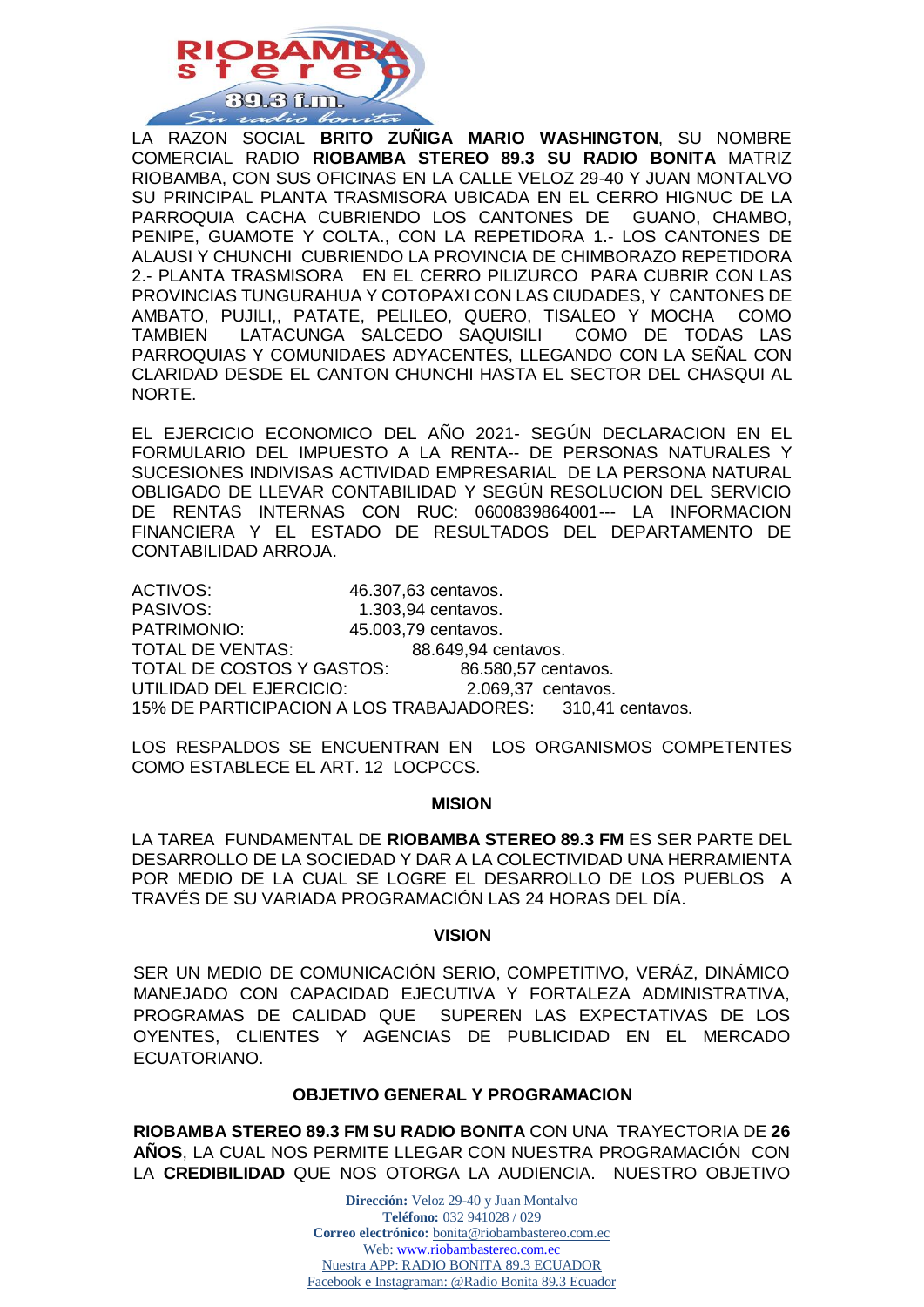LA RAZON SOCIAL **BRITO ZUÑIGA MARIO WASHINGTON**, SU NOMBRE COMERCIAL RADIO **RIOBAMBA STEREO 89.3 SU RADIO BONITA** MATRIZ RIOBAMBA, CON SUS OFICINAS EN LA CALLE VELOZ 29-40 Y JUAN MONTALVO SU PRINCIPAL PLANTA TRASMISORA UBICADA EN EL CERRO HIGNUC DE LA PARROQUIA CACHA CUBRIENDO LOS CANTONES DE GUANO, CHAMBO, PENIPE, GUAMOTE Y COLTA., CON LA REPETIDORA 1.- LOS CANTONES DE ALAUSI Y CHUNCHI CUBRIENDO LA PROVINCIA DE CHIMBORAZO REPETIDORA 2.- PLANTA TRASMISORA EN EL CERRO PILIZURCO PARA CUBRIR CON LAS PROVINCIAS TUNGURAHUA Y COTOPAXI CON LAS CIUDADES, Y CANTONES DE AMBATO, PUJILI,, PATATE, PELILEO, QUERO, TISALEO Y MOCHA COMO TAMBIEN LATACUNGA SALCEDO SAQUISILI COMO DE TODAS LAS PARROQUIAS Y COMUNIDAES ADYACENTES, LLEGANDO CON LA SEÑAL CON CLARIDAD DESDE EL CANTON CHUNCHI HASTA EL SECTOR DEL CHASQUI AL NORTE.

EL EJERCICIO ECONOMICO DEL AÑO 2021- SEGÚN DECLARACION EN EL FORMULARIO DEL IMPUESTO A LA RENTA-- DE PERSONAS NATURALES Y SUCESIONES INDIVISAS ACTIVIDAD EMPRESARIAL DE LA PERSONA NATURAL OBLIGADO DE LLEVAR CONTABILIDAD Y SEGÚN RESOLUCION DEL SERVICIO DE RENTAS INTERNAS CON RUC: 0600839864001--- LA INFORMACION FINANCIERA Y EL ESTADO DE RESULTADOS DEL DEPARTAMENTO DE CONTABILIDAD ARROJA.

ACTIVOS: 46.307,63 centavos.
PASIVOS: 1.303,94 centavos.
PATRIMONIO: 45.003,79 centavos.
TOTAL DE VENTAS: 88.649,94 centavos.
TOTAL DE COSTOS Y GASTOS: 86.580,57 centavos.
UTILIDAD DEL EJERCICIO: 2.069,37 centavos.
15% DE PARTICIPACION A LOS TRABAJADORES: 310,41 centavos.

LOS RESPALDOS SE ENCUENTRAN EN LOS ORGANISMOS COMPETENTES COMO ESTABLECE EL ART. 12 LOCPCCS.

## MISION

LA TAREA FUNDAMENTAL DE **RIOBAMBA STEREO 89.3 FM** ES SER PARTE DEL DESARROLLO DE LA SOCIEDAD Y DAR A LA COLECTIVIDAD UNA HERRAMIENTA POR MEDIO DE LA CUAL SE LOGRE EL DESARROLLO DE LOS PUEBLOS A TRAVÉS DE SU VARIADA PROGRAMACIÓN LAS 24 HORAS DEL DÍA.

## VISION

SER UN MEDIO DE COMUNICACIÓN SERIO, COMPETITIVO, VERÁZ, DINÁMICO MANEJADO CON CAPACIDAD EJECUTIVA Y FORTALEZA ADMINISTRATIVA, PROGRAMAS DE CALIDAD QUE SUPEREN LAS EXPECTATIVAS DE LOS OYENTES, CLIENTES Y AGENCIAS DE PUBLICIDAD EN EL MERCADO ECUATORIANO.

## OBJETIVO GENERAL Y PROGRAMACION

**RIOBAMBA STEREO 89.3 FM SU RADIO BONITA** CON UNA TRAYECTORIA DE **26 AÑOS**, LA CUAL NOS PERMITE LLEGAR CON NUESTRA PROGRAMACIÓN CON LA **CREDIBILIDAD** QUE NOS OTORGA LA AUDIENCIA. NUESTRO OBJETIVO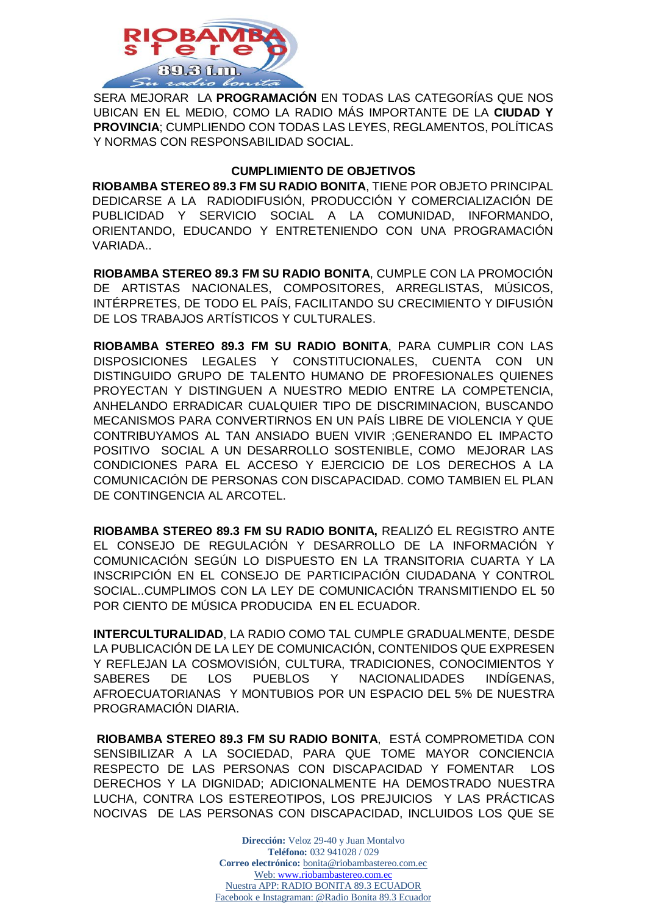SERA MEJORAR LA **PROGRAMACIÓN** EN TODAS LAS CATEGORÍAS QUE NOS UBICAN EN EL MEDIO, COMO LA RADIO MÁS IMPORTANTE DE LA **CIUDAD Y PROVINCIA**; CUMPLIENDO CON TODAS LAS LEYES, REGLAMENTOS, POLÍTICAS Y NORMAS CON RESPONSABILIDAD SOCIAL.

**CUMPLIMIENTO DE OBJETIVOS**

**RIOBAMBA STEREO 89.3 FM SU RADIO BONITA**, TIENE POR OBJETO PRINCIPAL DEDICARSE A LA RADIODIFUSIÓN, PRODUCCIÓN Y COMERCIALIZACIÓN DE PUBLICIDAD Y SERVICIO SOCIAL A LA COMUNIDAD, INFORMANDO, ORIENTANDO, EDUCANDO Y ENTRETENIENDO CON UNA PROGRAMACIÓN VARIADA..

**RIOBAMBA STEREO 89.3 FM SU RADIO BONITA**, CUMPLE CON LA PROMOCIÓN DE ARTISTAS NACIONALES, COMPOSITORES, ARREGLISTAS, MÚSICOS, INTÉRPRETES, DE TODO EL PAÍS, FACILITANDO SU CRECIMIENTO Y DIFUSIÓN DE LOS TRABAJOS ARTÍSTICOS Y CULTURALES.

**RIOBAMBA STEREO 89.3 FM SU RADIO BONITA**, PARA CUMPLIR CON LAS DISPOSICIONES LEGALES Y CONSTITUCIONALES, CUENTA CON UN DISTINGUIDO GRUPO DE TALENTO HUMANO DE PROFESIONALES QUIENES PROYECTAN Y DISTINGUEN A NUESTRO MEDIO ENTRE LA COMPETENCIA, ANHELANDO ERRADICAR CUALQUIER TIPO DE DISCRIMINACION, BUSCANDO MECANISMOS PARA CONVERTIRNOS EN UN PAÍS LIBRE DE VIOLENCIA Y QUE CONTRIBUYAMOS AL TAN ANSIADO BUEN VIVIR ;GENERANDO EL IMPACTO POSITIVO SOCIAL A UN DESARROLLO SOSTENIBLE, COMO MEJORAR LAS CONDICIONES PARA EL ACCESO Y EJERCICIO DE LOS DERECHOS A LA COMUNICACIÓN DE PERSONAS CON DISCAPACIDAD. COMO TAMBIEN EL PLAN DE CONTINGENCIA AL ARCOTEL.

**RIOBAMBA STEREO 89.3 FM SU RADIO BONITA,** REALIZÓ EL REGISTRO ANTE EL CONSEJO DE REGULACIÓN Y DESARROLLO DE LA INFORMACIÓN Y COMUNICACIÓN SEGÚN LO DISPUESTO EN LA TRANSITORIA CUARTA Y LA INSCRIPCIÓN EN EL CONSEJO DE PARTICIPACIÓN CIUDADANA Y CONTROL SOCIAL..CUMPLIMOS CON LA LEY DE COMUNICACIÓN TRANSMITIENDO EL 50 POR CIENTO DE MÚSICA PRODUCIDA EN EL ECUADOR.

**INTERCULTURALIDAD**, LA RADIO COMO TAL CUMPLE GRADUALMENTE, DESDE LA PUBLICACIÓN DE LA LEY DE COMUNICACIÓN, CONTENIDOS QUE EXPRESEN Y REFLEJAN LA COSMOVISIÓN, CULTURA, TRADICIONES, CONOCIMIENTOS Y SABERES DE LOS PUEBLOS Y NACIONALIDADES INDÍGENAS, AFROECUATORIANAS Y MONTUBIOS POR UN ESPACIO DEL 5% DE NUESTRA PROGRAMACIÓN DIARIA.

**RIOBAMBA STEREO 89.3 FM SU RADIO BONITA**, ESTÁ COMPROMETIDA CON SENSIBILIZAR A LA SOCIEDAD, PARA QUE TOME MAYOR CONCIENCIA RESPECTO DE LAS PERSONAS CON DISCAPACIDAD Y FOMENTAR LOS DERECHOS Y LA DIGNIDAD; ADICIONALMENTE HA DEMOSTRADO NUESTRA LUCHA, CONTRA LOS ESTEREOTIPOS, LOS PREJUICIOS Y LAS PRÁCTICAS NOCIVAS DE LAS PERSONAS CON DISCAPACIDAD, INCLUIDOS LOS QUE SE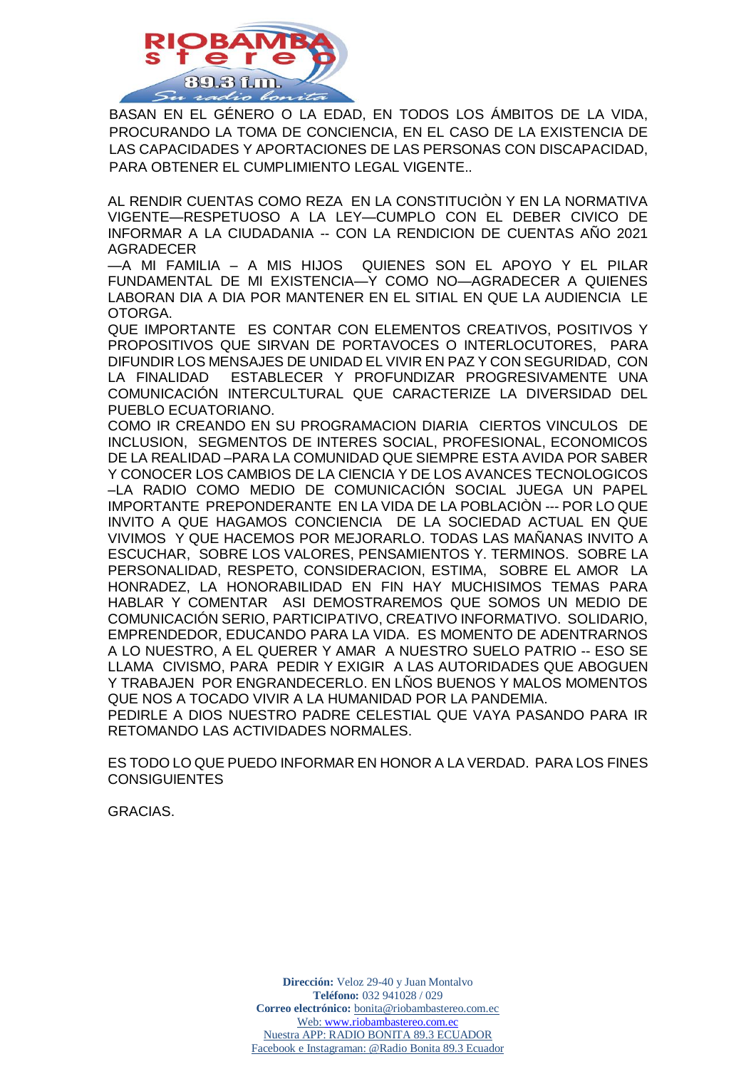BASAN EN EL GÉNERO O LA EDAD, EN TODOS LOS ÁMBITOS DE LA VIDA, PROCURANDO LA TOMA DE CONCIENCIA, EN EL CASO DE LA EXISTENCIA DE LAS CAPACIDADES Y APORTACIONES DE LAS PERSONAS CON DISCAPACIDAD, PARA OBTENER EL CUMPLIMIENTO LEGAL VIGENTE..

AL RENDIR CUENTAS COMO REZA EN LA CONSTITUCIÒN Y EN LA NORMATIVA VIGENTE—RESPETUOSO A LA LEY—CUMPLO CON EL DEBER CIVICO DE INFORMAR A LA CIUDADANIA -- CON LA RENDICION DE CUENTAS AÑO 2021 AGRADECER

—A MI FAMILIA – A MIS HIJOS QUIENES SON EL APOYO Y EL PILAR FUNDAMENTAL DE MI EXISTENCIA—Y COMO NO—AGRADECER A QUIENES LABORAN DIA A DIA POR MANTENER EN EL SITIAL EN QUE LA AUDIENCIA LE OTORGA.

QUE IMPORTANTE ES CONTAR CON ELEMENTOS CREATIVOS, POSITIVOS Y PROPOSITIVOS QUE SIRVAN DE PORTAVOCES O INTERLOCUTORES, PARA DIFUNDIR LOS MENSAJES DE UNIDAD EL VIVIR EN PAZ Y CON SEGURIDAD, CON LA FINALIDAD ESTABLECER Y PROFUNDIZAR PROGRESIVAMENTE UNA COMUNICACIÓN INTERCULTURAL QUE CARACTERIZE LA DIVERSIDAD DEL PUEBLO ECUATORIANO.

COMO IR CREANDO EN SU PROGRAMACION DIARIA CIERTOS VINCULOS DE INCLUSION, SEGMENTOS DE INTERES SOCIAL, PROFESIONAL, ECONOMICOS DE LA REALIDAD –PARA LA COMUNIDAD QUE SIEMPRE ESTA AVIDA POR SABER Y CONOCER LOS CAMBIOS DE LA CIENCIA Y DE LOS AVANCES TECNOLOGICOS –LA RADIO COMO MEDIO DE COMUNICACIÓN SOCIAL JUEGA UN PAPEL IMPORTANTE PREPONDERANTE EN LA VIDA DE LA POBLACIÒN --- POR LO QUE INVITO A QUE HAGAMOS CONCIENCIA DE LA SOCIEDAD ACTUAL EN QUE VIVIMOS Y QUE HACEMOS POR MEJORARLO. TODAS LAS MAÑANAS INVITO A ESCUCHAR, SOBRE LOS VALORES, PENSAMIENTOS Y. TERMINOS. SOBRE LA PERSONALIDAD, RESPETO, CONSIDERACION, ESTIMA, SOBRE EL AMOR LA HONRADEZ, LA HONORABILIDAD EN FIN HAY MUCHISIMOS TEMAS PARA HABLAR Y COMENTAR ASI DEMOSTRAREMOS QUE SOMOS UN MEDIO DE COMUNICACIÓN SERIO, PARTICIPATIVO, CREATIVO INFORMATIVO. SOLIDARIO, EMPRENDEDOR, EDUCANDO PARA LA VIDA. ES MOMENTO DE ADENTRARNOS A LO NUESTRO, A EL QUERER Y AMAR A NUESTRO SUELO PATRIO -- ESO SE LLAMA CIVISMO, PARA PEDIR Y EXIGIR A LAS AUTORIDADES QUE ABOGUEN Y TRABAJEN POR ENGRANDECERLO. EN LÑOS BUENOS Y MALOS MOMENTOS QUE NOS A TOCADO VIVIR A LA HUMANIDAD POR LA PANDEMIA.

PEDIRLE A DIOS NUESTRO PADRE CELESTIAL QUE VAYA PASANDO PARA IR RETOMANDO LAS ACTIVIDADES NORMALES.

ES TODO LO QUE PUEDO INFORMAR EN HONOR A LA VERDAD. PARA LOS FINES CONSIGUIENTES

GRACIAS.